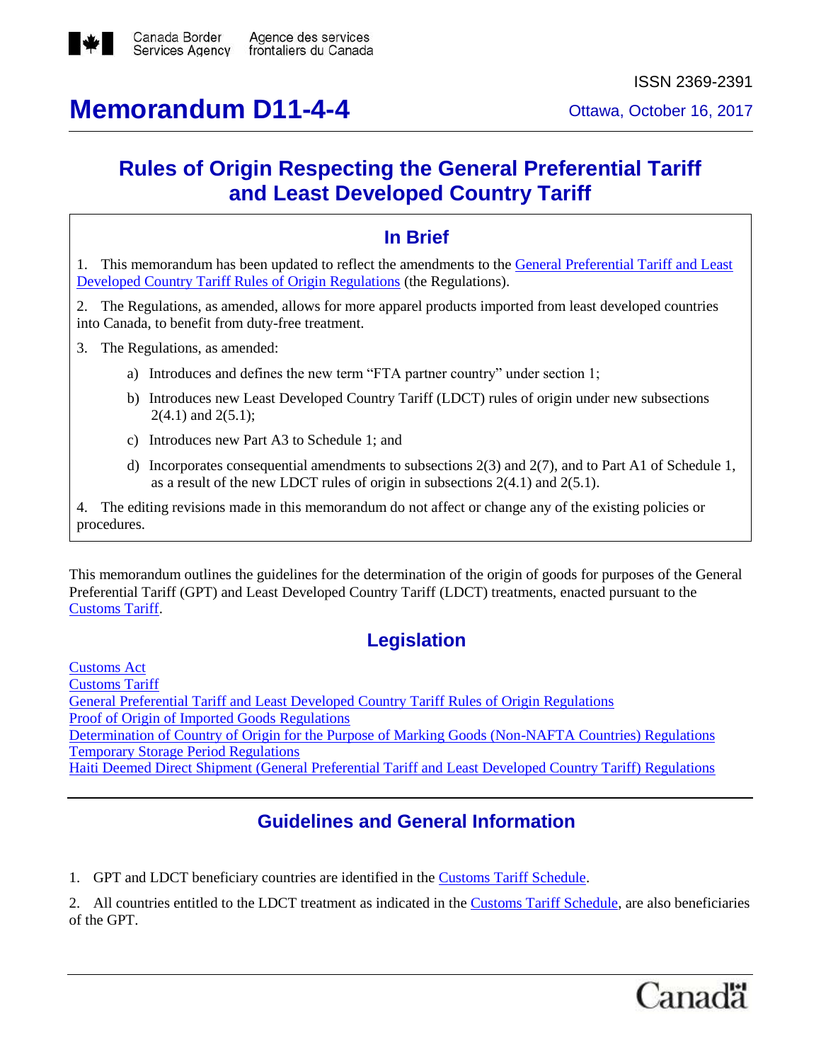Canada Border Services Agency | Agence des services frontaliers du Canada

ISSN 2369-2391

# Memorandum D11-4-4

Ottawa, October 16, 2017

## Rules of Origin Respecting the General Preferential Tariff and Least Developed Country Tariff

### In Brief

1. This memorandum has been updated to reflect the amendments to the General Preferential Tariff and Least Developed Country Tariff Rules of Origin Regulations (the Regulations).

2. The Regulations, as amended, allows for more apparel products imported from least developed countries into Canada, to benefit from duty-free treatment.

3. The Regulations, as amended:

   a) Introduces and defines the new term "FTA partner country" under section 1;

   b) Introduces new Least Developed Country Tariff (LDCT) rules of origin under new subsections 2(4.1) and 2(5.1);

   c) Introduces new Part A3 to Schedule 1; and

   d) Incorporates consequential amendments to subsections 2(3) and 2(7), and to Part A1 of Schedule 1, as a result of the new LDCT rules of origin in subsections 2(4.1) and 2(5.1).

4. The editing revisions made in this memorandum do not affect or change any of the existing policies or procedures.

This memorandum outlines the guidelines for the determination of the origin of goods for purposes of the General Preferential Tariff (GPT) and Least Developed Country Tariff (LDCT) treatments, enacted pursuant to the Customs Tariff.

### Legislation

Customs Act
Customs Tariff
General Preferential Tariff and Least Developed Country Tariff Rules of Origin Regulations
Proof of Origin of Imported Goods Regulations
Determination of Country of Origin for the Purpose of Marking Goods (Non-NAFTA Countries) Regulations
Temporary Storage Period Regulations
Haiti Deemed Direct Shipment (General Preferential Tariff and Least Developed Country Tariff) Regulations

### Guidelines and General Information

1. GPT and LDCT beneficiary countries are identified in the Customs Tariff Schedule.

2. All countries entitled to the LDCT treatment as indicated in the Customs Tariff Schedule, are also beneficiaries of the GPT.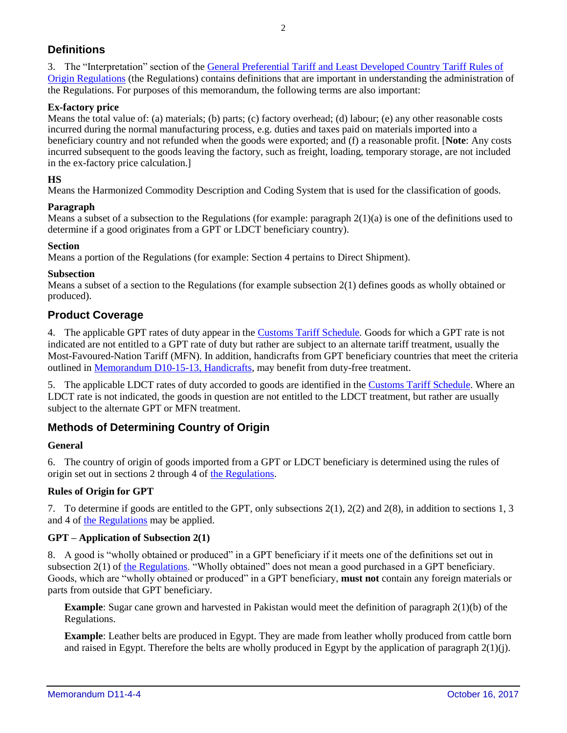## Definitions

3. The "Interpretation" section of the General Preferential Tariff and Least Developed Country Tariff Rules of Origin Regulations (the Regulations) contains definitions that are important in understanding the administration of the Regulations. For purposes of this memorandum, the following terms are also important:

**Ex-factory price**
Means the total value of: (a) materials; (b) parts; (c) factory overhead; (d) labour; (e) any other reasonable costs incurred during the normal manufacturing process, e.g. duties and taxes paid on materials imported into a beneficiary country and not refunded when the goods were exported; and (f) a reasonable profit. [**Note**: Any costs incurred subsequent to the goods leaving the factory, such as freight, loading, temporary storage, are not included in the ex-factory price calculation.]

**HS**
Means the Harmonized Commodity Description and Coding System that is used for the classification of goods.

**Paragraph**
Means a subset of a subsection to the Regulations (for example: paragraph 2(1)(a) is one of the definitions used to determine if a good originates from a GPT or LDCT beneficiary country).

**Section**
Means a portion of the Regulations (for example: Section 4 pertains to Direct Shipment).

**Subsection**
Means a subset of a section to the Regulations (for example subsection 2(1) defines goods as wholly obtained or produced).

## Product Coverage

4. The applicable GPT rates of duty appear in the Customs Tariff Schedule. Goods for which a GPT rate is not indicated are not entitled to a GPT rate of duty but rather are subject to an alternate tariff treatment, usually the Most-Favoured-Nation Tariff (MFN). In addition, handicrafts from GPT beneficiary countries that meet the criteria outlined in Memorandum D10-15-13, Handicrafts, may benefit from duty-free treatment.

5. The applicable LDCT rates of duty accorded to goods are identified in the Customs Tariff Schedule. Where an LDCT rate is not indicated, the goods in question are not entitled to the LDCT treatment, but rather are usually subject to the alternate GPT or MFN treatment.

## Methods of Determining Country of Origin

### General

6. The country of origin of goods imported from a GPT or LDCT beneficiary is determined using the rules of origin set out in sections 2 through 4 of the Regulations.

### Rules of Origin for GPT

7. To determine if goods are entitled to the GPT, only subsections 2(1), 2(2) and 2(8), in addition to sections 1, 3 and 4 of the Regulations may be applied.

### GPT – Application of Subsection 2(1)

8. A good is "wholly obtained or produced" in a GPT beneficiary if it meets one of the definitions set out in subsection 2(1) of the Regulations. "Wholly obtained" does not mean a good purchased in a GPT beneficiary. Goods, which are "wholly obtained or produced" in a GPT beneficiary, **must not** contain any foreign materials or parts from outside that GPT beneficiary.

> **Example**: Sugar cane grown and harvested in Pakistan would meet the definition of paragraph 2(1)(b) of the Regulations.
>
> **Example**: Leather belts are produced in Egypt. They are made from leather wholly produced from cattle born and raised in Egypt. Therefore the belts are wholly produced in Egypt by the application of paragraph 2(1)(j).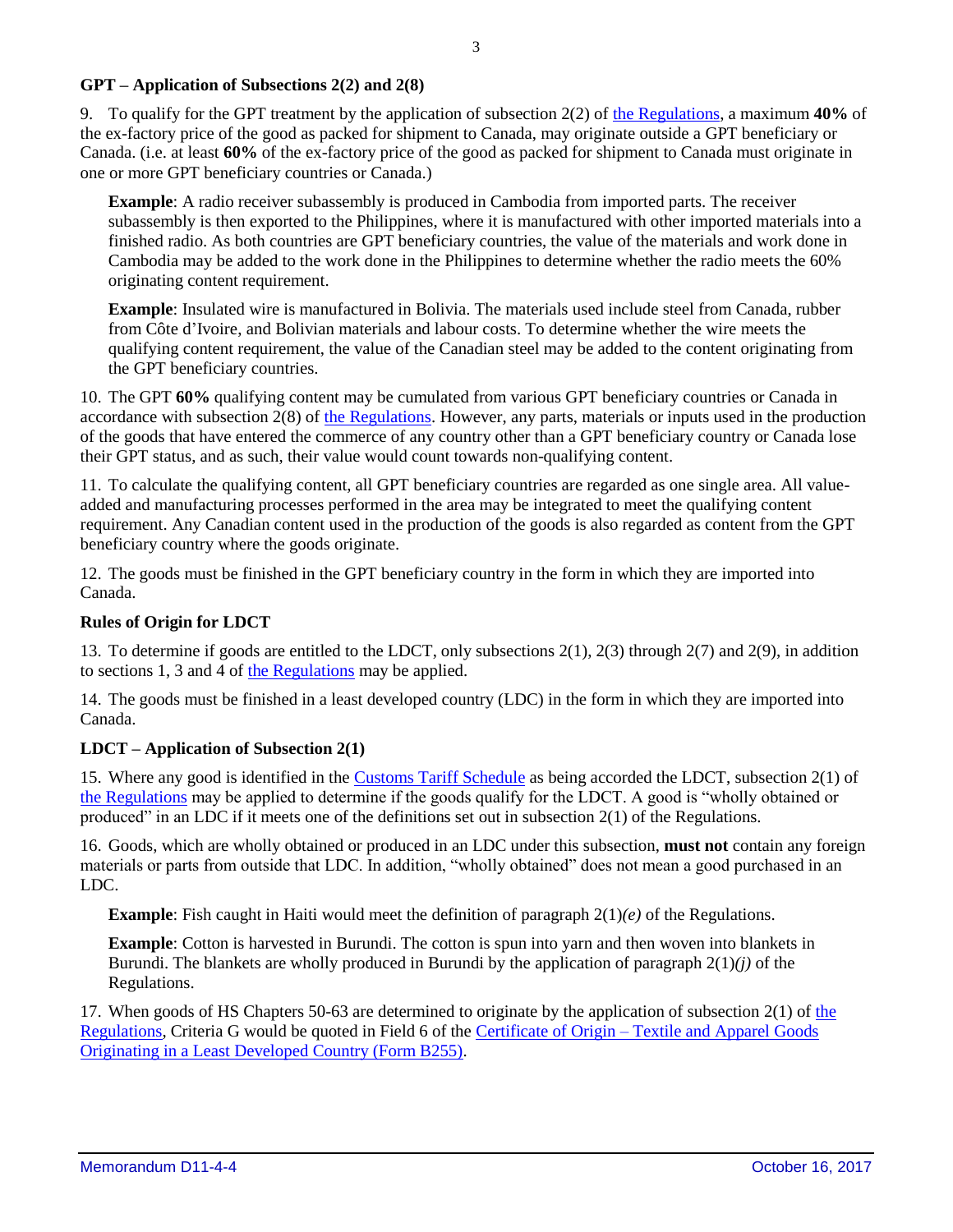### GPT – Application of Subsections 2(2) and 2(8)

9. To qualify for the GPT treatment by the application of subsection 2(2) of the Regulations, a maximum **40%** of the ex-factory price of the good as packed for shipment to Canada, may originate outside a GPT beneficiary or Canada. (i.e. at least **60%** of the ex-factory price of the good as packed for shipment to Canada must originate in one or more GPT beneficiary countries or Canada.)

> **Example**: A radio receiver subassembly is produced in Cambodia from imported parts. The receiver subassembly is then exported to the Philippines, where it is manufactured with other imported materials into a finished radio. As both countries are GPT beneficiary countries, the value of the materials and work done in Cambodia may be added to the work done in the Philippines to determine whether the radio meets the 60% originating content requirement.

> **Example**: Insulated wire is manufactured in Bolivia. The materials used include steel from Canada, rubber from Côte d'Ivoire, and Bolivian materials and labour costs. To determine whether the wire meets the qualifying content requirement, the value of the Canadian steel may be added to the content originating from the GPT beneficiary countries.

10. The GPT **60%** qualifying content may be cumulated from various GPT beneficiary countries or Canada in accordance with subsection 2(8) of the Regulations. However, any parts, materials or inputs used in the production of the goods that have entered the commerce of any country other than a GPT beneficiary country or Canada lose their GPT status, and as such, their value would count towards non-qualifying content.

11. To calculate the qualifying content, all GPT beneficiary countries are regarded as one single area. All value-added and manufacturing processes performed in the area may be integrated to meet the qualifying content requirement. Any Canadian content used in the production of the goods is also regarded as content from the GPT beneficiary country where the goods originate.

12. The goods must be finished in the GPT beneficiary country in the form in which they are imported into Canada.

### Rules of Origin for LDCT

13. To determine if goods are entitled to the LDCT, only subsections 2(1), 2(3) through 2(7) and 2(9), in addition to sections 1, 3 and 4 of the Regulations may be applied.

14. The goods must be finished in a least developed country (LDC) in the form in which they are imported into Canada.

### LDCT – Application of Subsection 2(1)

15. Where any good is identified in the Customs Tariff Schedule as being accorded the LDCT, subsection 2(1) of the Regulations may be applied to determine if the goods qualify for the LDCT. A good is "wholly obtained or produced" in an LDC if it meets one of the definitions set out in subsection 2(1) of the Regulations.

16. Goods, which are wholly obtained or produced in an LDC under this subsection, **must not** contain any foreign materials or parts from outside that LDC. In addition, "wholly obtained" does not mean a good purchased in an LDC.

> **Example**: Fish caught in Haiti would meet the definition of paragraph 2(1)*(e)* of the Regulations.

> **Example**: Cotton is harvested in Burundi. The cotton is spun into yarn and then woven into blankets in Burundi. The blankets are wholly produced in Burundi by the application of paragraph 2(1)*(j)* of the Regulations.

17. When goods of HS Chapters 50-63 are determined to originate by the application of subsection 2(1) of the Regulations, Criteria G would be quoted in Field 6 of the Certificate of Origin – Textile and Apparel Goods Originating in a Least Developed Country (Form B255).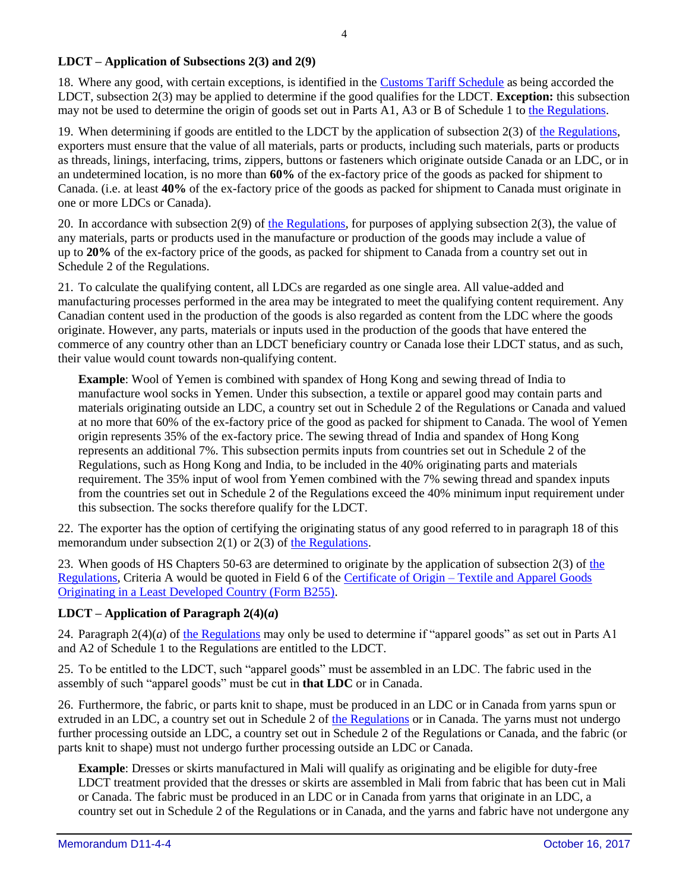**LDCT – Application of Subsections 2(3) and 2(9)**

18. Where any good, with certain exceptions, is identified in the Customs Tariff Schedule as being accorded the LDCT, subsection 2(3) may be applied to determine if the good qualifies for the LDCT. **Exception:** this subsection may not be used to determine the origin of goods set out in Parts A1, A3 or B of Schedule 1 to the Regulations.

19. When determining if goods are entitled to the LDCT by the application of subsection 2(3) of the Regulations, exporters must ensure that the value of all materials, parts or products, including such materials, parts or products as threads, linings, interfacing, trims, zippers, buttons or fasteners which originate outside Canada or an LDC, or in an undetermined location, is no more than **60%** of the ex-factory price of the goods as packed for shipment to Canada. (i.e. at least **40%** of the ex-factory price of the goods as packed for shipment to Canada must originate in one or more LDCs or Canada).

20. In accordance with subsection 2(9) of the Regulations, for purposes of applying subsection 2(3), the value of any materials, parts or products used in the manufacture or production of the goods may include a value of up to **20%** of the ex-factory price of the goods, as packed for shipment to Canada from a country set out in Schedule 2 of the Regulations.

21. To calculate the qualifying content, all LDCs are regarded as one single area. All value-added and manufacturing processes performed in the area may be integrated to meet the qualifying content requirement. Any Canadian content used in the production of the goods is also regarded as content from the LDC where the goods originate. However, any parts, materials or inputs used in the production of the goods that have entered the commerce of any country other than an LDCT beneficiary country or Canada lose their LDCT status, and as such, their value would count towards non-qualifying content.

> **Example**: Wool of Yemen is combined with spandex of Hong Kong and sewing thread of India to manufacture wool socks in Yemen. Under this subsection, a textile or apparel good may contain parts and materials originating outside an LDC, a country set out in Schedule 2 of the Regulations or Canada and valued at no more that 60% of the ex-factory price of the good as packed for shipment to Canada. The wool of Yemen origin represents 35% of the ex-factory price. The sewing thread of India and spandex of Hong Kong represents an additional 7%. This subsection permits inputs from countries set out in Schedule 2 of the Regulations, such as Hong Kong and India, to be included in the 40% originating parts and materials requirement. The 35% input of wool from Yemen combined with the 7% sewing thread and spandex inputs from the countries set out in Schedule 2 of the Regulations exceed the 40% minimum input requirement under this subsection. The socks therefore qualify for the LDCT.

22. The exporter has the option of certifying the originating status of any good referred to in paragraph 18 of this memorandum under subsection 2(1) or 2(3) of the Regulations.

23. When goods of HS Chapters 50-63 are determined to originate by the application of subsection 2(3) of the Regulations, Criteria A would be quoted in Field 6 of the Certificate of Origin – Textile and Apparel Goods Originating in a Least Developed Country (Form B255).

**LDCT – Application of Paragraph 2(4)(*a*)**

24. Paragraph 2(4)(*a*) of the Regulations may only be used to determine if "apparel goods" as set out in Parts A1 and A2 of Schedule 1 to the Regulations are entitled to the LDCT.

25. To be entitled to the LDCT, such "apparel goods" must be assembled in an LDC. The fabric used in the assembly of such "apparel goods" must be cut in **that LDC** or in Canada.

26. Furthermore, the fabric, or parts knit to shape, must be produced in an LDC or in Canada from yarns spun or extruded in an LDC, a country set out in Schedule 2 of the Regulations or in Canada. The yarns must not undergo further processing outside an LDC, a country set out in Schedule 2 of the Regulations or Canada, and the fabric (or parts knit to shape) must not undergo further processing outside an LDC or Canada.

> **Example**: Dresses or skirts manufactured in Mali will qualify as originating and be eligible for duty-free LDCT treatment provided that the dresses or skirts are assembled in Mali from fabric that has been cut in Mali or Canada. The fabric must be produced in an LDC or in Canada from yarns that originate in an LDC, a country set out in Schedule 2 of the Regulations or in Canada, and the yarns and fabric have not undergone any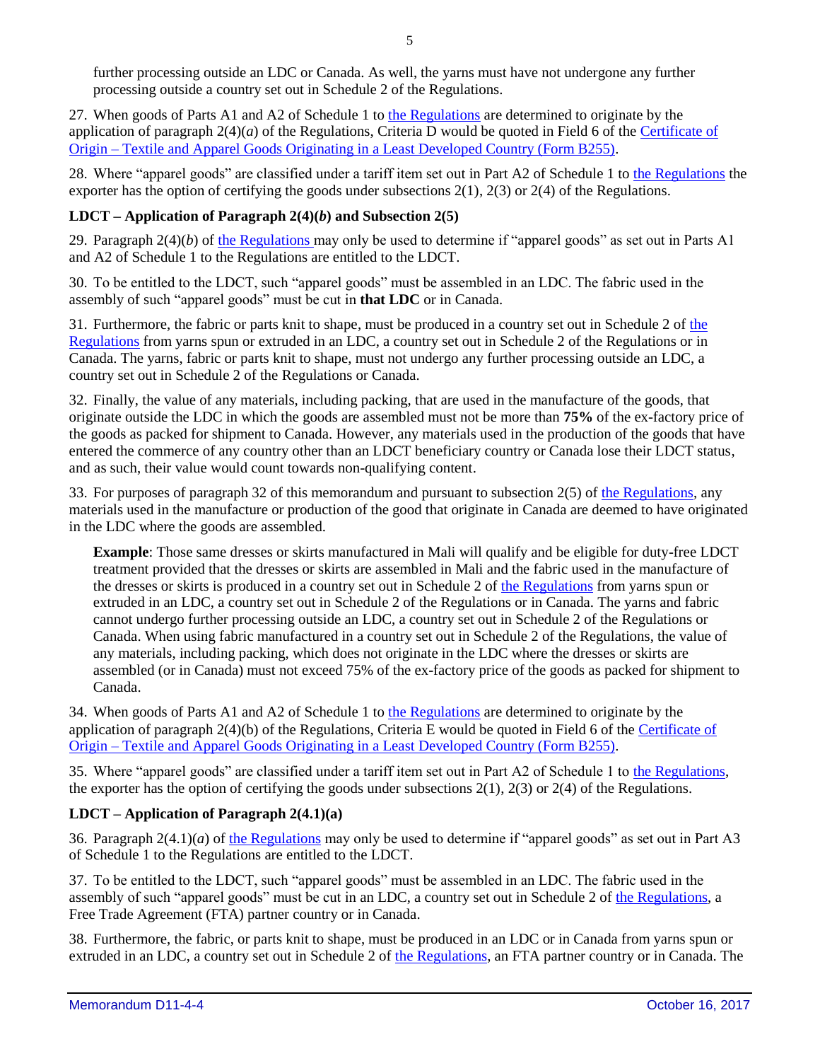further processing outside an LDC or Canada. As well, the yarns must have not undergone any further processing outside a country set out in Schedule 2 of the Regulations.

27. When goods of Parts A1 and A2 of Schedule 1 to the Regulations are determined to originate by the application of paragraph 2(4)(*a*) of the Regulations, Criteria D would be quoted in Field 6 of the Certificate of Origin – Textile and Apparel Goods Originating in a Least Developed Country (Form B255).

28. Where "apparel goods" are classified under a tariff item set out in Part A2 of Schedule 1 to the Regulations the exporter has the option of certifying the goods under subsections 2(1), 2(3) or 2(4) of the Regulations.

### LDCT – Application of Paragraph 2(4)(*b*) and Subsection 2(5)

29. Paragraph 2(4)(*b*) of the Regulations may only be used to determine if "apparel goods" as set out in Parts A1 and A2 of Schedule 1 to the Regulations are entitled to the LDCT.

30. To be entitled to the LDCT, such "apparel goods" must be assembled in an LDC. The fabric used in the assembly of such "apparel goods" must be cut in **that LDC** or in Canada.

31. Furthermore, the fabric or parts knit to shape, must be produced in a country set out in Schedule 2 of the Regulations from yarns spun or extruded in an LDC, a country set out in Schedule 2 of the Regulations or in Canada. The yarns, fabric or parts knit to shape, must not undergo any further processing outside an LDC, a country set out in Schedule 2 of the Regulations or Canada.

32. Finally, the value of any materials, including packing, that are used in the manufacture of the goods, that originate outside the LDC in which the goods are assembled must not be more than **75%** of the ex-factory price of the goods as packed for shipment to Canada. However, any materials used in the production of the goods that have entered the commerce of any country other than an LDCT beneficiary country or Canada lose their LDCT status, and as such, their value would count towards non-qualifying content.

33. For purposes of paragraph 32 of this memorandum and pursuant to subsection 2(5) of the Regulations, any materials used in the manufacture or production of the good that originate in Canada are deemed to have originated in the LDC where the goods are assembled.

> **Example**: Those same dresses or skirts manufactured in Mali will qualify and be eligible for duty-free LDCT treatment provided that the dresses or skirts are assembled in Mali and the fabric used in the manufacture of the dresses or skirts is produced in a country set out in Schedule 2 of the Regulations from yarns spun or extruded in an LDC, a country set out in Schedule 2 of the Regulations or in Canada. The yarns and fabric cannot undergo further processing outside an LDC, a country set out in Schedule 2 of the Regulations or Canada. When using fabric manufactured in a country set out in Schedule 2 of the Regulations, the value of any materials, including packing, which does not originate in the LDC where the dresses or skirts are assembled (or in Canada) must not exceed 75% of the ex-factory price of the goods as packed for shipment to Canada.

34. When goods of Parts A1 and A2 of Schedule 1 to the Regulations are determined to originate by the application of paragraph 2(4)(b) of the Regulations, Criteria E would be quoted in Field 6 of the Certificate of Origin – Textile and Apparel Goods Originating in a Least Developed Country (Form B255).

35. Where "apparel goods" are classified under a tariff item set out in Part A2 of Schedule 1 to the Regulations, the exporter has the option of certifying the goods under subsections 2(1), 2(3) or 2(4) of the Regulations.

### LDCT – Application of Paragraph 2(4.1)(a)

36. Paragraph 2(4.1)(*a*) of the Regulations may only be used to determine if "apparel goods" as set out in Part A3 of Schedule 1 to the Regulations are entitled to the LDCT.

37. To be entitled to the LDCT, such "apparel goods" must be assembled in an LDC. The fabric used in the assembly of such "apparel goods" must be cut in an LDC, a country set out in Schedule 2 of the Regulations, a Free Trade Agreement (FTA) partner country or in Canada.

38. Furthermore, the fabric, or parts knit to shape, must be produced in an LDC or in Canada from yarns spun or extruded in an LDC, a country set out in Schedule 2 of the Regulations, an FTA partner country or in Canada. The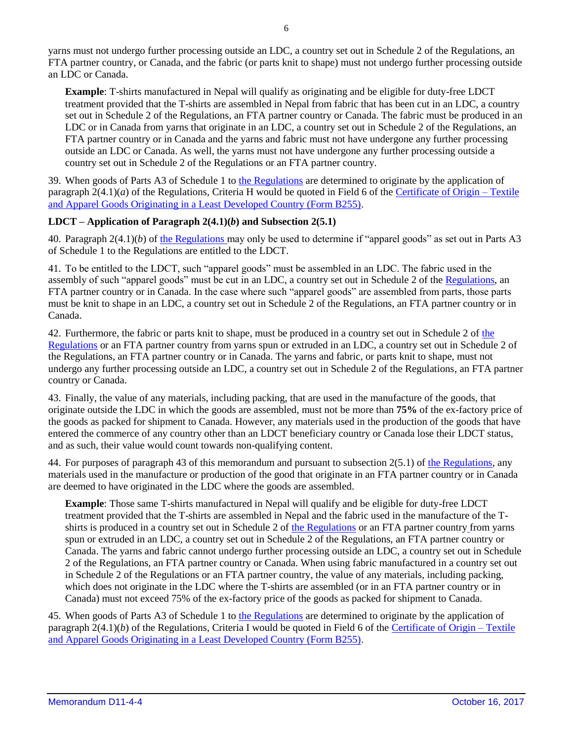yarns must not undergo further processing outside an LDC, a country set out in Schedule 2 of the Regulations, an FTA partner country, or Canada, and the fabric (or parts knit to shape) must not undergo further processing outside an LDC or Canada.

> **Example**: T-shirts manufactured in Nepal will qualify as originating and be eligible for duty-free LDCT treatment provided that the T-shirts are assembled in Nepal from fabric that has been cut in an LDC, a country set out in Schedule 2 of the Regulations, an FTA partner country or Canada. The fabric must be produced in an LDC or in Canada from yarns that originate in an LDC, a country set out in Schedule 2 of the Regulations, an FTA partner country or in Canada and the yarns and fabric must not have undergone any further processing outside an LDC or Canada. As well, the yarns must not have undergone any further processing outside a country set out in Schedule 2 of the Regulations or an FTA partner country.

39. When goods of Parts A3 of Schedule 1 to the Regulations are determined to originate by the application of paragraph 2(4.1)(*a*) of the Regulations, Criteria H would be quoted in Field 6 of the Certificate of Origin – Textile and Apparel Goods Originating in a Least Developed Country (Form B255).

### LDCT – Application of Paragraph 2(4.1)(*b*) and Subsection 2(5.1)

40. Paragraph 2(4.1)(*b*) of the Regulations may only be used to determine if "apparel goods" as set out in Parts A3 of Schedule 1 to the Regulations are entitled to the LDCT.

41. To be entitled to the LDCT, such "apparel goods" must be assembled in an LDC. The fabric used in the assembly of such "apparel goods" must be cut in an LDC, a country set out in Schedule 2 of the Regulations, an FTA partner country or in Canada. In the case where such "apparel goods" are assembled from parts, those parts must be knit to shape in an LDC, a country set out in Schedule 2 of the Regulations, an FTA partner country or in Canada.

42. Furthermore, the fabric or parts knit to shape, must be produced in a country set out in Schedule 2 of the Regulations or an FTA partner country from yarns spun or extruded in an LDC, a country set out in Schedule 2 of the Regulations, an FTA partner country or in Canada. The yarns and fabric, or parts knit to shape, must not undergo any further processing outside an LDC, a country set out in Schedule 2 of the Regulations, an FTA partner country or Canada.

43. Finally, the value of any materials, including packing, that are used in the manufacture of the goods, that originate outside the LDC in which the goods are assembled, must not be more than **75%** of the ex-factory price of the goods as packed for shipment to Canada. However, any materials used in the production of the goods that have entered the commerce of any country other than an LDCT beneficiary country or Canada lose their LDCT status, and as such, their value would count towards non-qualifying content.

44. For purposes of paragraph 43 of this memorandum and pursuant to subsection 2(5.1) of the Regulations, any materials used in the manufacture or production of the good that originate in an FTA partner country or in Canada are deemed to have originated in the LDC where the goods are assembled.

> **Example**: Those same T-shirts manufactured in Nepal will qualify and be eligible for duty-free LDCT treatment provided that the T-shirts are assembled in Nepal and the fabric used in the manufacture of the T-shirts is produced in a country set out in Schedule 2 of the Regulations or an FTA partner country from yarns spun or extruded in an LDC, a country set out in Schedule 2 of the Regulations, an FTA partner country or Canada. The yarns and fabric cannot undergo further processing outside an LDC, a country set out in Schedule 2 of the Regulations, an FTA partner country or Canada. When using fabric manufactured in a country set out in Schedule 2 of the Regulations or an FTA partner country, the value of any materials, including packing, which does not originate in the LDC where the T-shirts are assembled (or in an FTA partner country or in Canada) must not exceed 75% of the ex-factory price of the goods as packed for shipment to Canada.

45. When goods of Parts A3 of Schedule 1 to the Regulations are determined to originate by the application of paragraph 2(4.1)(*b*) of the Regulations, Criteria I would be quoted in Field 6 of the Certificate of Origin – Textile and Apparel Goods Originating in a Least Developed Country (Form B255).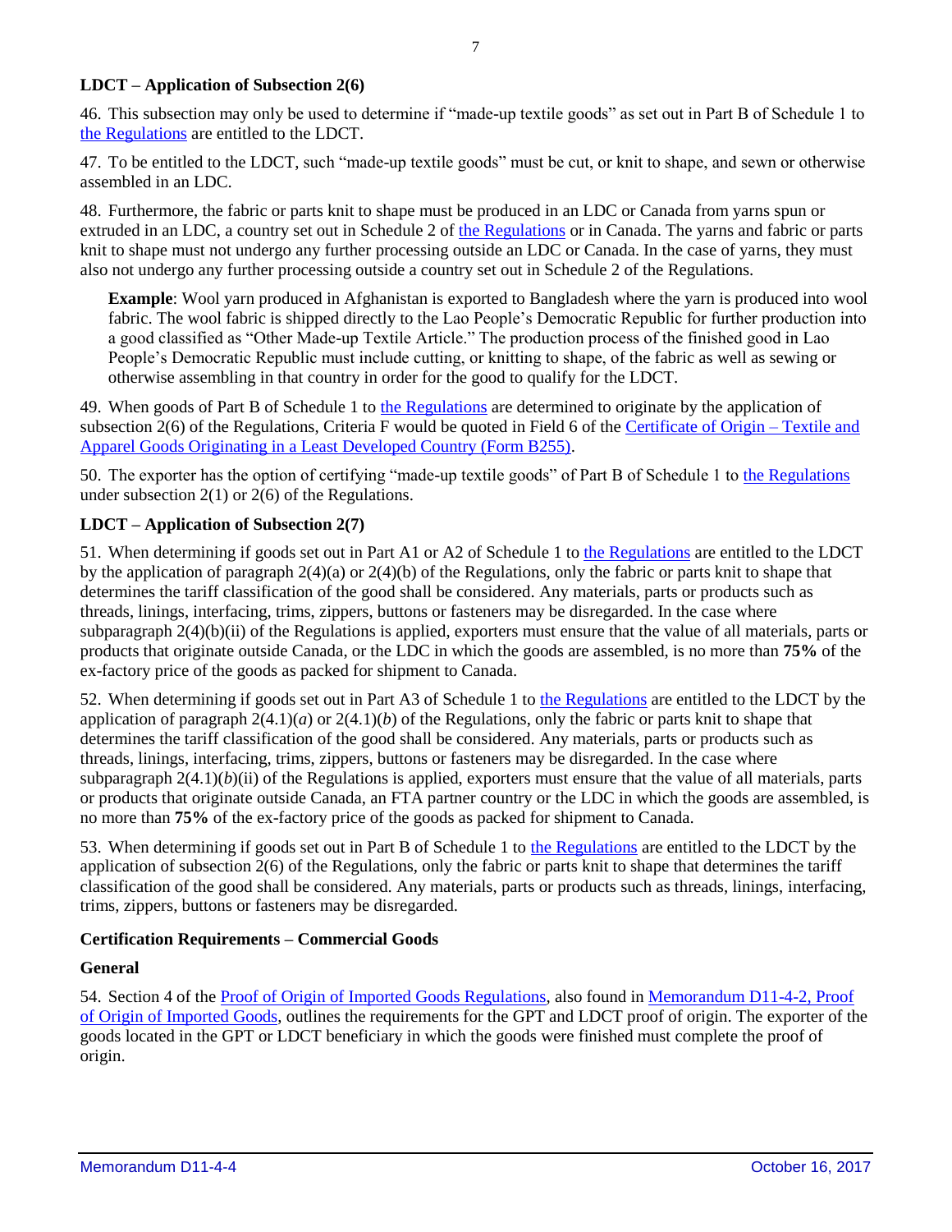**LDCT – Application of Subsection 2(6)**

46. This subsection may only be used to determine if "made-up textile goods" as set out in Part B of Schedule 1 to the Regulations are entitled to the LDCT.

47. To be entitled to the LDCT, such "made-up textile goods" must be cut, or knit to shape, and sewn or otherwise assembled in an LDC.

48. Furthermore, the fabric or parts knit to shape must be produced in an LDC or Canada from yarns spun or extruded in an LDC, a country set out in Schedule 2 of the Regulations or in Canada. The yarns and fabric or parts knit to shape must not undergo any further processing outside an LDC or Canada. In the case of yarns, they must also not undergo any further processing outside a country set out in Schedule 2 of the Regulations.

> **Example**: Wool yarn produced in Afghanistan is exported to Bangladesh where the yarn is produced into wool fabric. The wool fabric is shipped directly to the Lao People's Democratic Republic for further production into a good classified as "Other Made-up Textile Article." The production process of the finished good in Lao People's Democratic Republic must include cutting, or knitting to shape, of the fabric as well as sewing or otherwise assembling in that country in order for the good to qualify for the LDCT.

49. When goods of Part B of Schedule 1 to the Regulations are determined to originate by the application of subsection 2(6) of the Regulations, Criteria F would be quoted in Field 6 of the Certificate of Origin – Textile and Apparel Goods Originating in a Least Developed Country (Form B255).

50. The exporter has the option of certifying "made-up textile goods" of Part B of Schedule 1 to the Regulations under subsection 2(1) or 2(6) of the Regulations.

**LDCT – Application of Subsection 2(7)**

51. When determining if goods set out in Part A1 or A2 of Schedule 1 to the Regulations are entitled to the LDCT by the application of paragraph 2(4)(a) or 2(4)(b) of the Regulations, only the fabric or parts knit to shape that determines the tariff classification of the good shall be considered. Any materials, parts or products such as threads, linings, interfacing, trims, zippers, buttons or fasteners may be disregarded. In the case where subparagraph 2(4)(b)(ii) of the Regulations is applied, exporters must ensure that the value of all materials, parts or products that originate outside Canada, or the LDC in which the goods are assembled, is no more than **75%** of the ex-factory price of the goods as packed for shipment to Canada.

52. When determining if goods set out in Part A3 of Schedule 1 to the Regulations are entitled to the LDCT by the application of paragraph 2(4.1)(*a*) or 2(4.1)(*b*) of the Regulations, only the fabric or parts knit to shape that determines the tariff classification of the good shall be considered. Any materials, parts or products such as threads, linings, interfacing, trims, zippers, buttons or fasteners may be disregarded. In the case where subparagraph 2(4.1)(*b*)(ii) of the Regulations is applied, exporters must ensure that the value of all materials, parts or products that originate outside Canada, an FTA partner country or the LDC in which the goods are assembled, is no more than **75%** of the ex-factory price of the goods as packed for shipment to Canada.

53. When determining if goods set out in Part B of Schedule 1 to the Regulations are entitled to the LDCT by the application of subsection 2(6) of the Regulations, only the fabric or parts knit to shape that determines the tariff classification of the good shall be considered. Any materials, parts or products such as threads, linings, interfacing, trims, zippers, buttons or fasteners may be disregarded.

**Certification Requirements – Commercial Goods**

**General**

54. Section 4 of the Proof of Origin of Imported Goods Regulations, also found in Memorandum D11-4-2, Proof of Origin of Imported Goods, outlines the requirements for the GPT and LDCT proof of origin. The exporter of the goods located in the GPT or LDCT beneficiary in which the goods were finished must complete the proof of origin.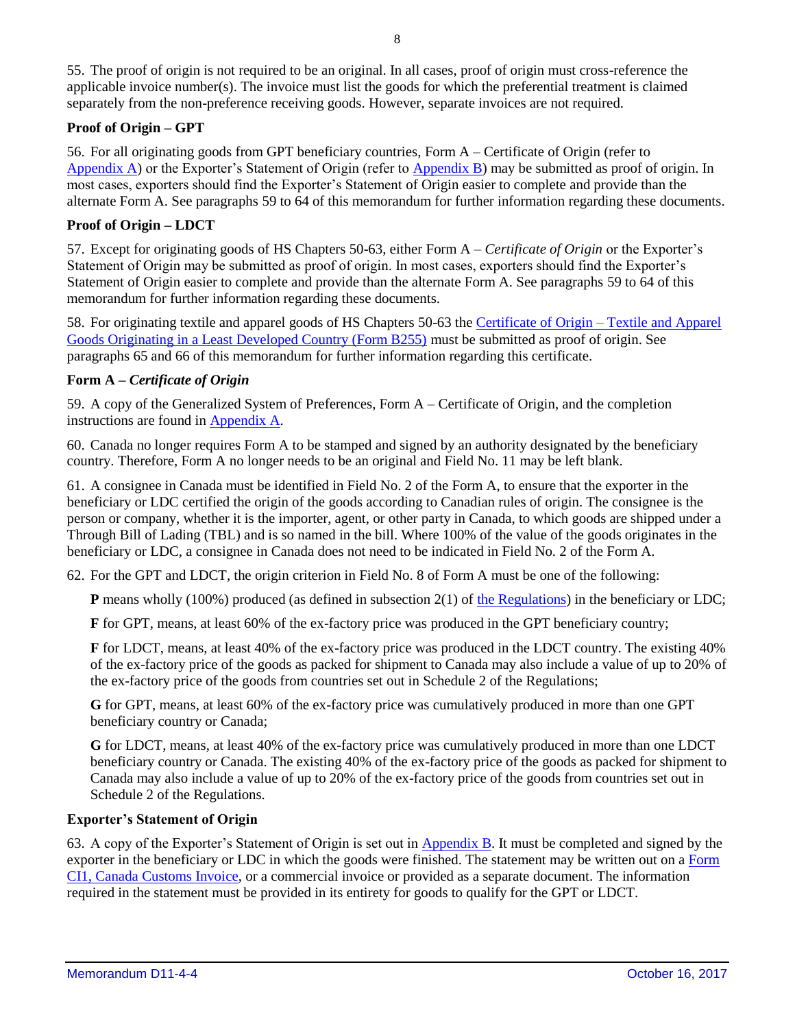55. The proof of origin is not required to be an original. In all cases, proof of origin must cross-reference the applicable invoice number(s). The invoice must list the goods for which the preferential treatment is claimed separately from the non-preference receiving goods. However, separate invoices are not required.

### Proof of Origin – GPT

56. For all originating goods from GPT beneficiary countries, Form A – Certificate of Origin (refer to Appendix A) or the Exporter's Statement of Origin (refer to Appendix B) may be submitted as proof of origin. In most cases, exporters should find the Exporter's Statement of Origin easier to complete and provide than the alternate Form A. See paragraphs 59 to 64 of this memorandum for further information regarding these documents.

### Proof of Origin – LDCT

57. Except for originating goods of HS Chapters 50-63, either Form A – *Certificate of Origin* or the Exporter's Statement of Origin may be submitted as proof of origin. In most cases, exporters should find the Exporter's Statement of Origin easier to complete and provide than the alternate Form A. See paragraphs 59 to 64 of this memorandum for further information regarding these documents.

58. For originating textile and apparel goods of HS Chapters 50-63 the Certificate of Origin – Textile and Apparel Goods Originating in a Least Developed Country (Form B255) must be submitted as proof of origin. See paragraphs 65 and 66 of this memorandum for further information regarding this certificate.

### Form A – *Certificate of Origin*

59. A copy of the Generalized System of Preferences, Form A – Certificate of Origin, and the completion instructions are found in Appendix A.

60. Canada no longer requires Form A to be stamped and signed by an authority designated by the beneficiary country. Therefore, Form A no longer needs to be an original and Field No. 11 may be left blank.

61. A consignee in Canada must be identified in Field No. 2 of the Form A, to ensure that the exporter in the beneficiary or LDC certified the origin of the goods according to Canadian rules of origin. The consignee is the person or company, whether it is the importer, agent, or other party in Canada, to which goods are shipped under a Through Bill of Lading (TBL) and is so named in the bill. Where 100% of the value of the goods originates in the beneficiary or LDC, a consignee in Canada does not need to be indicated in Field No. 2 of the Form A.

62. For the GPT and LDCT, the origin criterion in Field No. 8 of Form A must be one of the following:

**P** means wholly (100%) produced (as defined in subsection 2(1) of the Regulations) in the beneficiary or LDC;

**F** for GPT, means, at least 60% of the ex-factory price was produced in the GPT beneficiary country;

**F** for LDCT, means, at least 40% of the ex-factory price was produced in the LDCT country. The existing 40% of the ex-factory price of the goods as packed for shipment to Canada may also include a value of up to 20% of the ex-factory price of the goods from countries set out in Schedule 2 of the Regulations;

**G** for GPT, means, at least 60% of the ex-factory price was cumulatively produced in more than one GPT beneficiary country or Canada;

**G** for LDCT, means, at least 40% of the ex-factory price was cumulatively produced in more than one LDCT beneficiary country or Canada. The existing 40% of the ex-factory price of the goods as packed for shipment to Canada may also include a value of up to 20% of the ex-factory price of the goods from countries set out in Schedule 2 of the Regulations.

### Exporter's Statement of Origin

63. A copy of the Exporter's Statement of Origin is set out in Appendix B. It must be completed and signed by the exporter in the beneficiary or LDC in which the goods were finished. The statement may be written out on a Form CI1, Canada Customs Invoice, or a commercial invoice or provided as a separate document. The information required in the statement must be provided in its entirety for goods to qualify for the GPT or LDCT.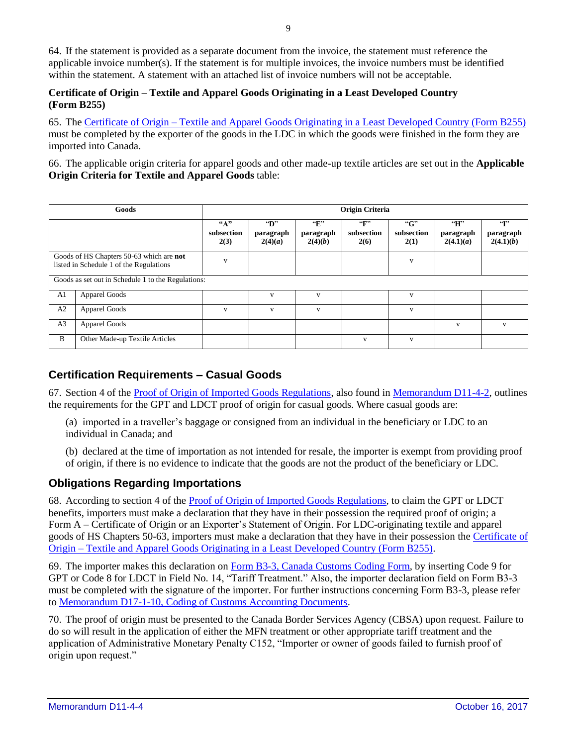64. If the statement is provided as a separate document from the invoice, the statement must reference the applicable invoice number(s). If the statement is for multiple invoices, the invoice numbers must be identified within the statement. A statement with an attached list of invoice numbers will not be acceptable.

**Certificate of Origin – Textile and Apparel Goods Originating in a Least Developed Country (Form B255)**

65. The Certificate of Origin – Textile and Apparel Goods Originating in a Least Developed Country (Form B255) must be completed by the exporter of the goods in the LDC in which the goods were finished in the form they are imported into Canada.

66. The applicable origin criteria for apparel goods and other made-up textile articles are set out in the **Applicable Origin Criteria for Textile and Apparel Goods** table:

| Goods | | Origin Criteria | | | | | | |
|---|---|---|---|---|---|---|---|---|
| | | **"A" subsection 2(3)** | **"D" paragraph 2(4)(*a*)** | **"E" paragraph 2(4)(*b*)** | **"F" subsection 2(6)** | **"G" subsection 2(1)** | **"H" paragraph 2(4.1)(*a*)** | **"I" paragraph 2(4.1)(*b*)** |
| Goods of HS Chapters 50-63 which are **not** listed in Schedule 1 of the Regulations | | v | | | | v | | |
| Goods as set out in Schedule 1 to the Regulations: | | | | | | | | |
| A1 | Apparel Goods | | v | v | | v | | |
| A2 | Apparel Goods | v | v | v | | v | | |
| A3 | Apparel Goods | | | | | | v | v |
| B | Other Made-up Textile Articles | | | | v | v | | |

## Certification Requirements – Casual Goods

67. Section 4 of the Proof of Origin of Imported Goods Regulations, also found in Memorandum D11-4-2, outlines the requirements for the GPT and LDCT proof of origin for casual goods. Where casual goods are:

(a) imported in a traveller's baggage or consigned from an individual in the beneficiary or LDC to an individual in Canada; and

(b) declared at the time of importation as not intended for resale, the importer is exempt from providing proof of origin, if there is no evidence to indicate that the goods are not the product of the beneficiary or LDC.

## Obligations Regarding Importations

68. According to section 4 of the Proof of Origin of Imported Goods Regulations, to claim the GPT or LDCT benefits, importers must make a declaration that they have in their possession the required proof of origin; a Form A – Certificate of Origin or an Exporter's Statement of Origin. For LDC-originating textile and apparel goods of HS Chapters 50-63, importers must make a declaration that they have in their possession the Certificate of Origin – Textile and Apparel Goods Originating in a Least Developed Country (Form B255).

69. The importer makes this declaration on Form B3-3, Canada Customs Coding Form, by inserting Code 9 for GPT or Code 8 for LDCT in Field No. 14, "Tariff Treatment." Also, the importer declaration field on Form B3-3 must be completed with the signature of the importer. For further instructions concerning Form B3-3, please refer to Memorandum D17-1-10, Coding of Customs Accounting Documents.

70. The proof of origin must be presented to the Canada Border Services Agency (CBSA) upon request. Failure to do so will result in the application of either the MFN treatment or other appropriate tariff treatment and the application of Administrative Monetary Penalty C152, "Importer or owner of goods failed to furnish proof of origin upon request."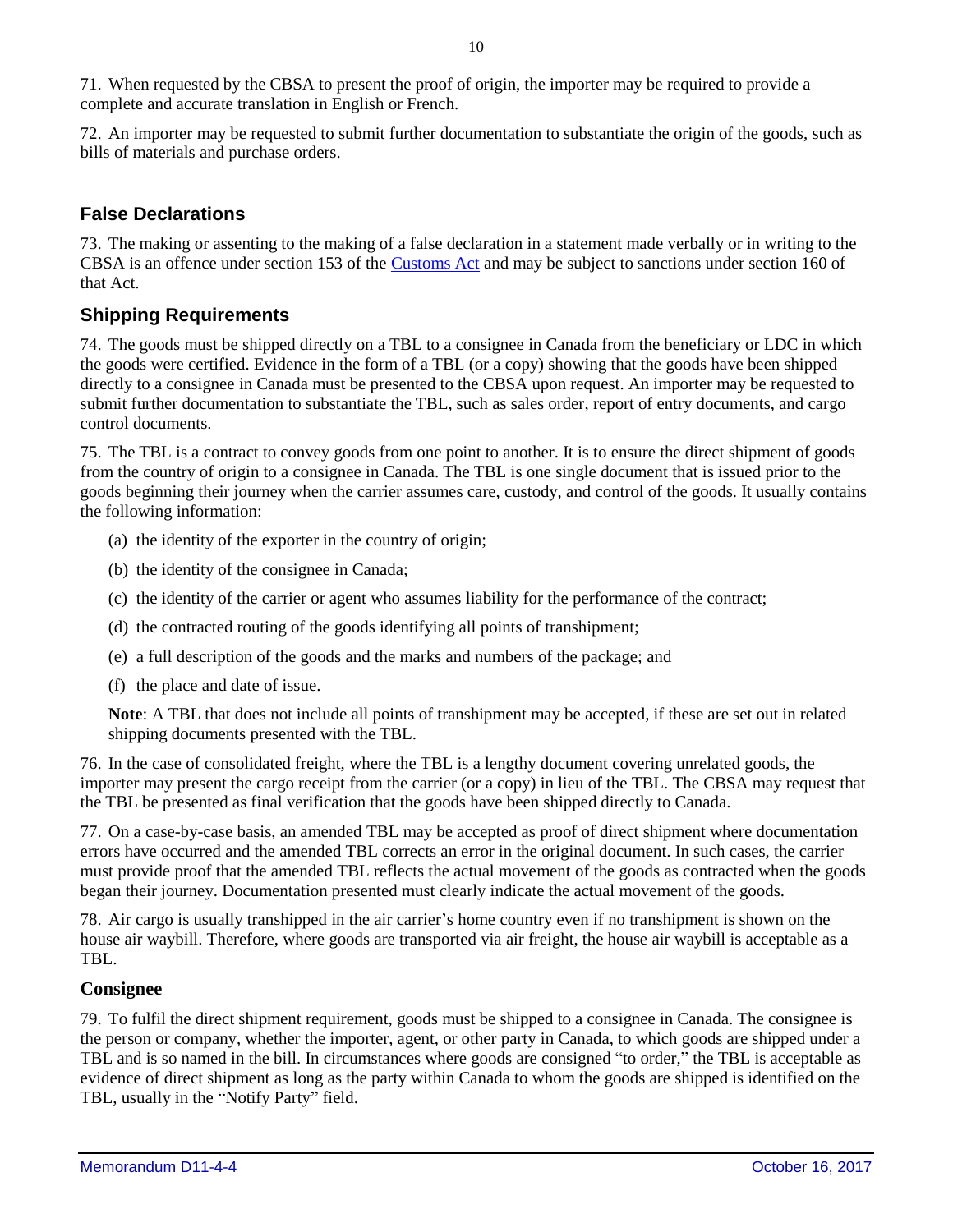71. When requested by the CBSA to present the proof of origin, the importer may be required to provide a complete and accurate translation in English or French.

72. An importer may be requested to submit further documentation to substantiate the origin of the goods, such as bills of materials and purchase orders.

## False Declarations

73. The making or assenting to the making of a false declaration in a statement made verbally or in writing to the CBSA is an offence under section 153 of the Customs Act and may be subject to sanctions under section 160 of that Act.

## Shipping Requirements

74. The goods must be shipped directly on a TBL to a consignee in Canada from the beneficiary or LDC in which the goods were certified. Evidence in the form of a TBL (or a copy) showing that the goods have been shipped directly to a consignee in Canada must be presented to the CBSA upon request. An importer may be requested to submit further documentation to substantiate the TBL, such as sales order, report of entry documents, and cargo control documents.

75. The TBL is a contract to convey goods from one point to another. It is to ensure the direct shipment of goods from the country of origin to a consignee in Canada. The TBL is one single document that is issued prior to the goods beginning their journey when the carrier assumes care, custody, and control of the goods. It usually contains the following information:

(a) the identity of the exporter in the country of origin;

(b) the identity of the consignee in Canada;

(c) the identity of the carrier or agent who assumes liability for the performance of the contract;

(d) the contracted routing of the goods identifying all points of transhipment;

(e) a full description of the goods and the marks and numbers of the package; and

(f) the place and date of issue.

**Note**: A TBL that does not include all points of transhipment may be accepted, if these are set out in related shipping documents presented with the TBL.

76. In the case of consolidated freight, where the TBL is a lengthy document covering unrelated goods, the importer may present the cargo receipt from the carrier (or a copy) in lieu of the TBL. The CBSA may request that the TBL be presented as final verification that the goods have been shipped directly to Canada.

77. On a case-by-case basis, an amended TBL may be accepted as proof of direct shipment where documentation errors have occurred and the amended TBL corrects an error in the original document. In such cases, the carrier must provide proof that the amended TBL reflects the actual movement of the goods as contracted when the goods began their journey. Documentation presented must clearly indicate the actual movement of the goods.

78. Air cargo is usually transhipped in the air carrier's home country even if no transhipment is shown on the house air waybill. Therefore, where goods are transported via air freight, the house air waybill is acceptable as a TBL.

### Consignee

79. To fulfil the direct shipment requirement, goods must be shipped to a consignee in Canada. The consignee is the person or company, whether the importer, agent, or other party in Canada, to which goods are shipped under a TBL and is so named in the bill. In circumstances where goods are consigned "to order," the TBL is acceptable as evidence of direct shipment as long as the party within Canada to whom the goods are shipped is identified on the TBL, usually in the "Notify Party" field.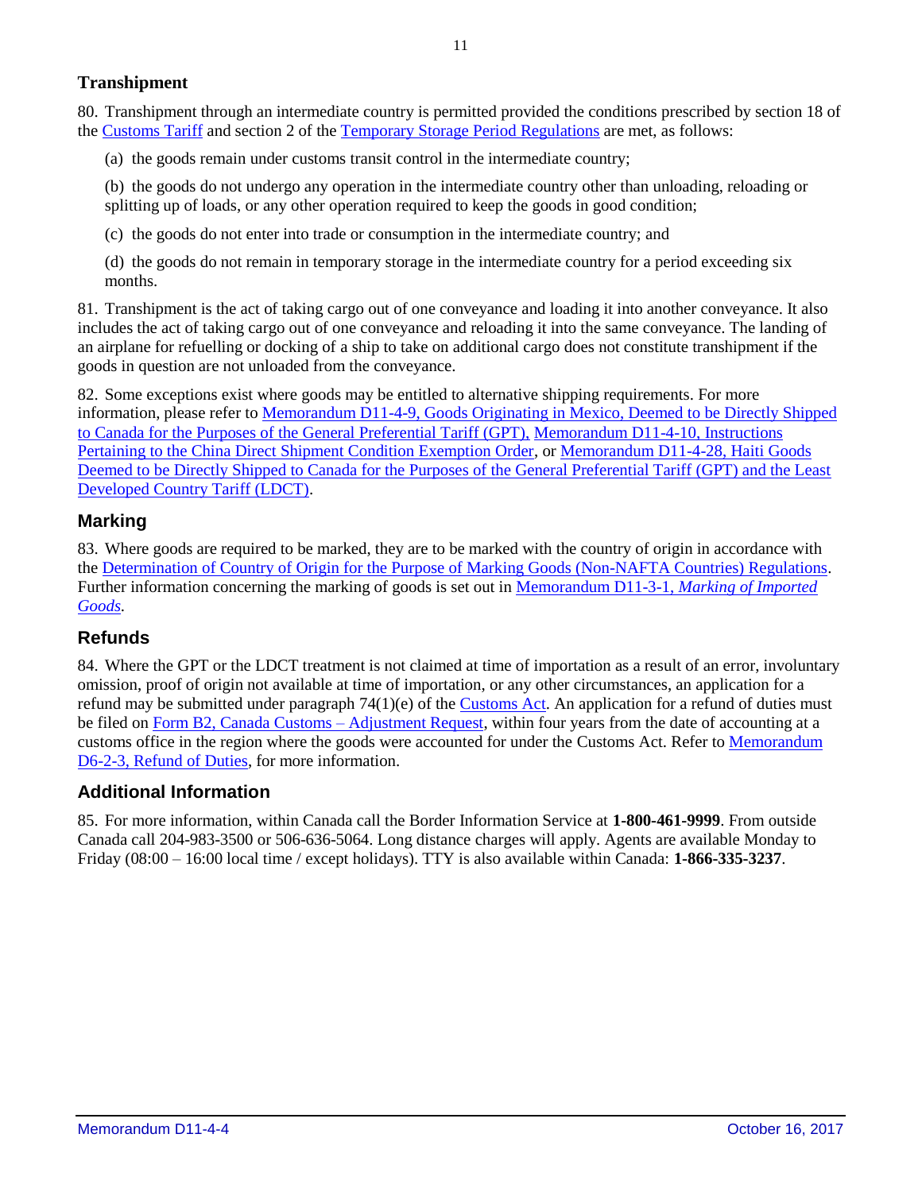## Transhipment

80. Transhipment through an intermediate country is permitted provided the conditions prescribed by section 18 of the Customs Tariff and section 2 of the Temporary Storage Period Regulations are met, as follows:

(a) the goods remain under customs transit control in the intermediate country;

(b) the goods do not undergo any operation in the intermediate country other than unloading, reloading or splitting up of loads, or any other operation required to keep the goods in good condition;

(c) the goods do not enter into trade or consumption in the intermediate country; and

(d) the goods do not remain in temporary storage in the intermediate country for a period exceeding six months.

81. Transhipment is the act of taking cargo out of one conveyance and loading it into another conveyance. It also includes the act of taking cargo out of one conveyance and reloading it into the same conveyance. The landing of an airplane for refuelling or docking of a ship to take on additional cargo does not constitute transhipment if the goods in question are not unloaded from the conveyance.

82. Some exceptions exist where goods may be entitled to alternative shipping requirements. For more information, please refer to Memorandum D11-4-9, Goods Originating in Mexico, Deemed to be Directly Shipped to Canada for the Purposes of the General Preferential Tariff (GPT), Memorandum D11-4-10, Instructions Pertaining to the China Direct Shipment Condition Exemption Order, or Memorandum D11-4-28, Haiti Goods Deemed to be Directly Shipped to Canada for the Purposes of the General Preferential Tariff (GPT) and the Least Developed Country Tariff (LDCT).

## Marking

83. Where goods are required to be marked, they are to be marked with the country of origin in accordance with the Determination of Country of Origin for the Purpose of Marking Goods (Non-NAFTA Countries) Regulations. Further information concerning the marking of goods is set out in Memorandum D11-3-1, *Marking of Imported Goods*.

## Refunds

84. Where the GPT or the LDCT treatment is not claimed at time of importation as a result of an error, involuntary omission, proof of origin not available at time of importation, or any other circumstances, an application for a refund may be submitted under paragraph 74(1)(e) of the Customs Act. An application for a refund of duties must be filed on Form B2, Canada Customs – Adjustment Request, within four years from the date of accounting at a customs office in the region where the goods were accounted for under the Customs Act. Refer to Memorandum D6-2-3, Refund of Duties, for more information.

## Additional Information

85. For more information, within Canada call the Border Information Service at **1-800-461-9999**. From outside Canada call 204-983-3500 or 506-636-5064. Long distance charges will apply. Agents are available Monday to Friday (08:00 – 16:00 local time / except holidays). TTY is also available within Canada: **1-866-335-3237**.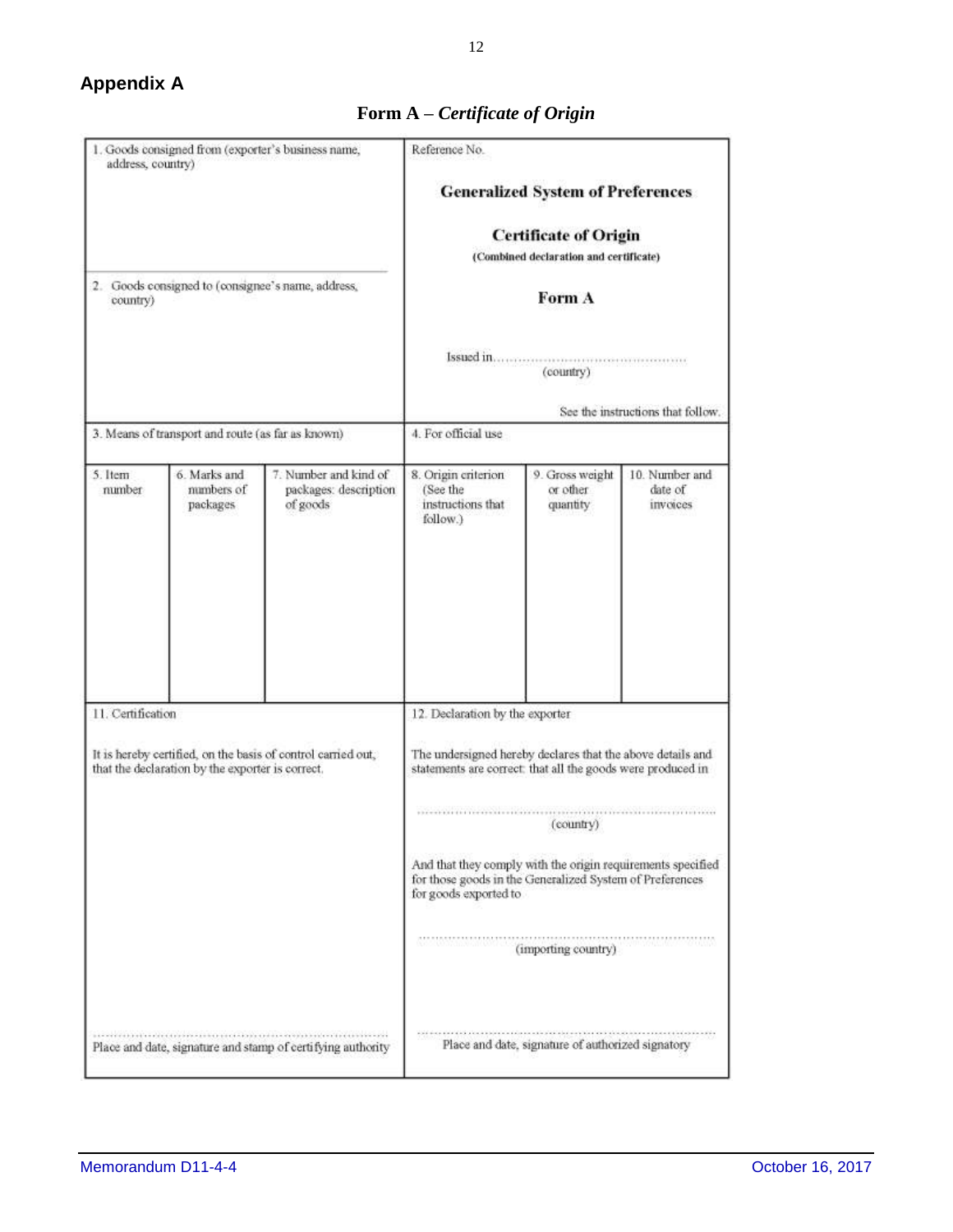## Appendix A

**Form A – *Certificate of Origin***

| 1. Goods consigned from (exporter's business name, address, country) | | | Reference No. **Generalized System of Preferences** **Certificate of Origin** **(Combined declaration and certificate)** **Form A** Issued in............................................ (country) See the instructions that follow. | | |
|---|---|---|---|---|---|
| 2. Goods consigned to (consignee's name, address, country) | | | | | |
| 3. Means of transport and route (as far as known) | | | 4. For official use | | |
| 5. Item number | 6. Marks and numbers of packages | 7. Number and kind of packages: description of goods | 8. Origin criterion (See the instructions that follow.) | 9. Gross weight or other quantity | 10. Number and date of invoices |
| | | | | | |
| 11. Certification It is hereby certified, on the basis of control carried out, that the declaration by the exporter is correct. ............................................................ Place and date, signature and stamp of certifying authority | | | 12. Declaration by the exporter The undersigned hereby declares that the above details and statements are correct: that all the goods were produced in ............................................................ (country) And that they comply with the origin requirements specified for those goods in the Generalized System of Preferences for goods exported to ............................................................ (importing country) ............................................................ Place and date, signature of authorized signatory | | |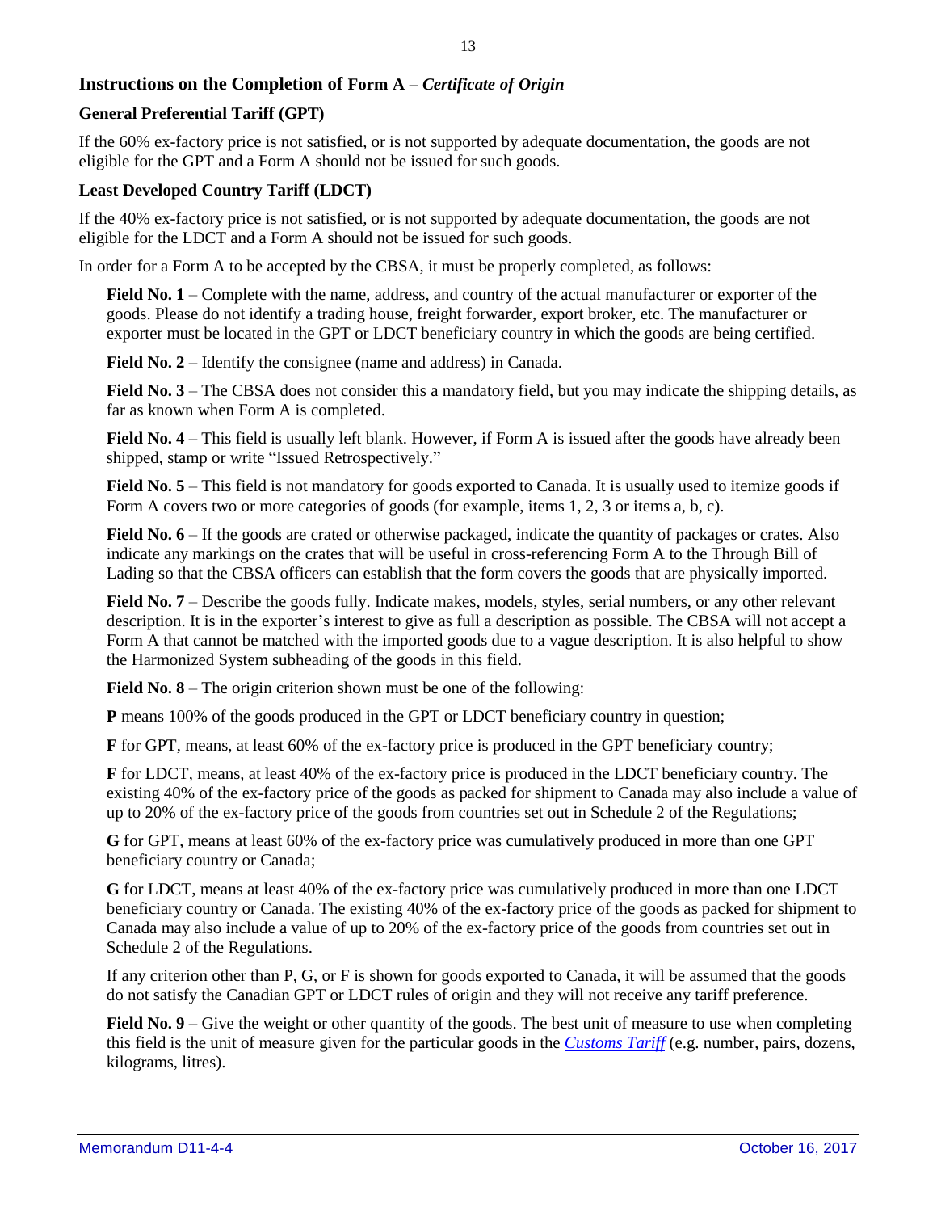## Instructions on the Completion of Form A – *Certificate of Origin*

### General Preferential Tariff (GPT)

If the 60% ex-factory price is not satisfied, or is not supported by adequate documentation, the goods are not eligible for the GPT and a Form A should not be issued for such goods.

### Least Developed Country Tariff (LDCT)

If the 40% ex-factory price is not satisfied, or is not supported by adequate documentation, the goods are not eligible for the LDCT and a Form A should not be issued for such goods.

In order for a Form A to be accepted by the CBSA, it must be properly completed, as follows:

**Field No. 1** – Complete with the name, address, and country of the actual manufacturer or exporter of the goods. Please do not identify a trading house, freight forwarder, export broker, etc. The manufacturer or exporter must be located in the GPT or LDCT beneficiary country in which the goods are being certified.

**Field No. 2** – Identify the consignee (name and address) in Canada.

**Field No. 3** – The CBSA does not consider this a mandatory field, but you may indicate the shipping details, as far as known when Form A is completed.

**Field No. 4** – This field is usually left blank. However, if Form A is issued after the goods have already been shipped, stamp or write "Issued Retrospectively."

**Field No. 5** – This field is not mandatory for goods exported to Canada. It is usually used to itemize goods if Form A covers two or more categories of goods (for example, items 1, 2, 3 or items a, b, c).

**Field No. 6** – If the goods are crated or otherwise packaged, indicate the quantity of packages or crates. Also indicate any markings on the crates that will be useful in cross-referencing Form A to the Through Bill of Lading so that the CBSA officers can establish that the form covers the goods that are physically imported.

**Field No. 7** – Describe the goods fully. Indicate makes, models, styles, serial numbers, or any other relevant description. It is in the exporter's interest to give as full a description as possible. The CBSA will not accept a Form A that cannot be matched with the imported goods due to a vague description. It is also helpful to show the Harmonized System subheading of the goods in this field.

**Field No. 8** – The origin criterion shown must be one of the following:

**P** means 100% of the goods produced in the GPT or LDCT beneficiary country in question;

**F** for GPT, means, at least 60% of the ex-factory price is produced in the GPT beneficiary country;

**F** for LDCT, means, at least 40% of the ex-factory price is produced in the LDCT beneficiary country. The existing 40% of the ex-factory price of the goods as packed for shipment to Canada may also include a value of up to 20% of the ex-factory price of the goods from countries set out in Schedule 2 of the Regulations;

**G** for GPT, means at least 60% of the ex-factory price was cumulatively produced in more than one GPT beneficiary country or Canada;

**G** for LDCT, means at least 40% of the ex-factory price was cumulatively produced in more than one LDCT beneficiary country or Canada. The existing 40% of the ex-factory price of the goods as packed for shipment to Canada may also include a value of up to 20% of the ex-factory price of the goods from countries set out in Schedule 2 of the Regulations.

If any criterion other than P, G, or F is shown for goods exported to Canada, it will be assumed that the goods do not satisfy the Canadian GPT or LDCT rules of origin and they will not receive any tariff preference.

**Field No. 9** – Give the weight or other quantity of the goods. The best unit of measure to use when completing this field is the unit of measure given for the particular goods in the *Customs Tariff* (e.g. number, pairs, dozens, kilograms, litres).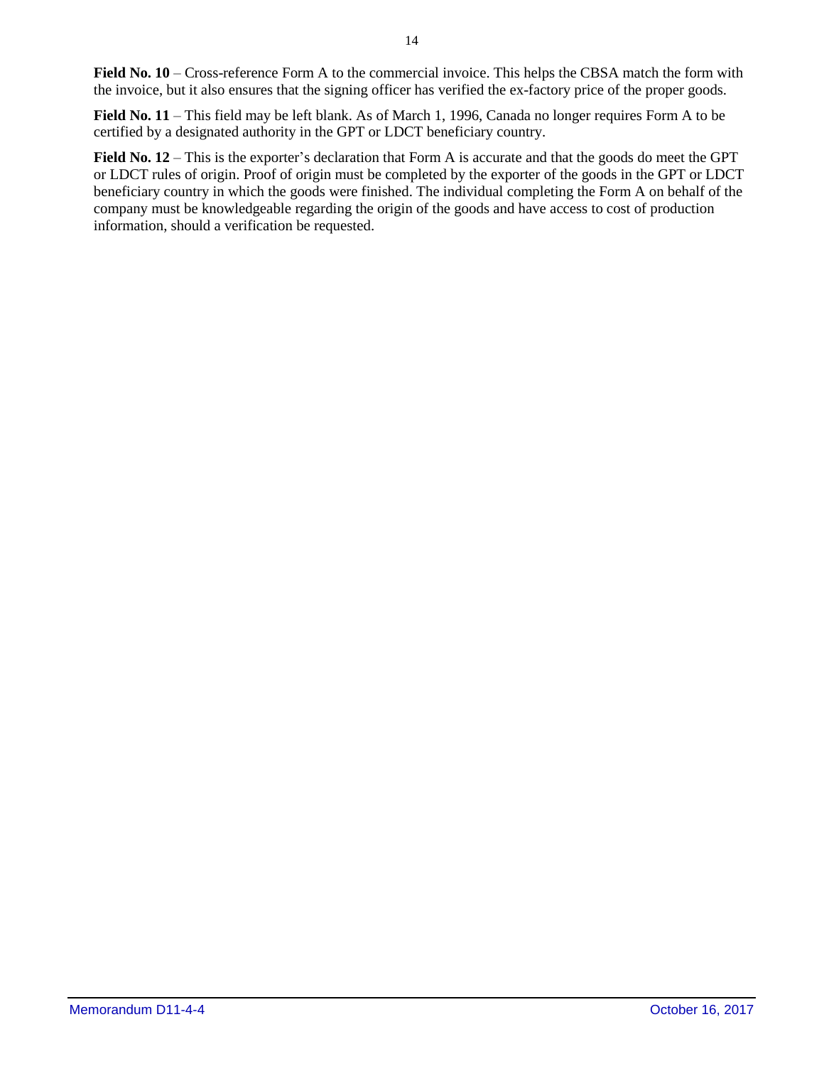**Field No. 10** – Cross-reference Form A to the commercial invoice. This helps the CBSA match the form with the invoice, but it also ensures that the signing officer has verified the ex-factory price of the proper goods.

**Field No. 11** – This field may be left blank. As of March 1, 1996, Canada no longer requires Form A to be certified by a designated authority in the GPT or LDCT beneficiary country.

**Field No. 12** – This is the exporter's declaration that Form A is accurate and that the goods do meet the GPT or LDCT rules of origin. Proof of origin must be completed by the exporter of the goods in the GPT or LDCT beneficiary country in which the goods were finished. The individual completing the Form A on behalf of the company must be knowledgeable regarding the origin of the goods and have access to cost of production information, should a verification be requested.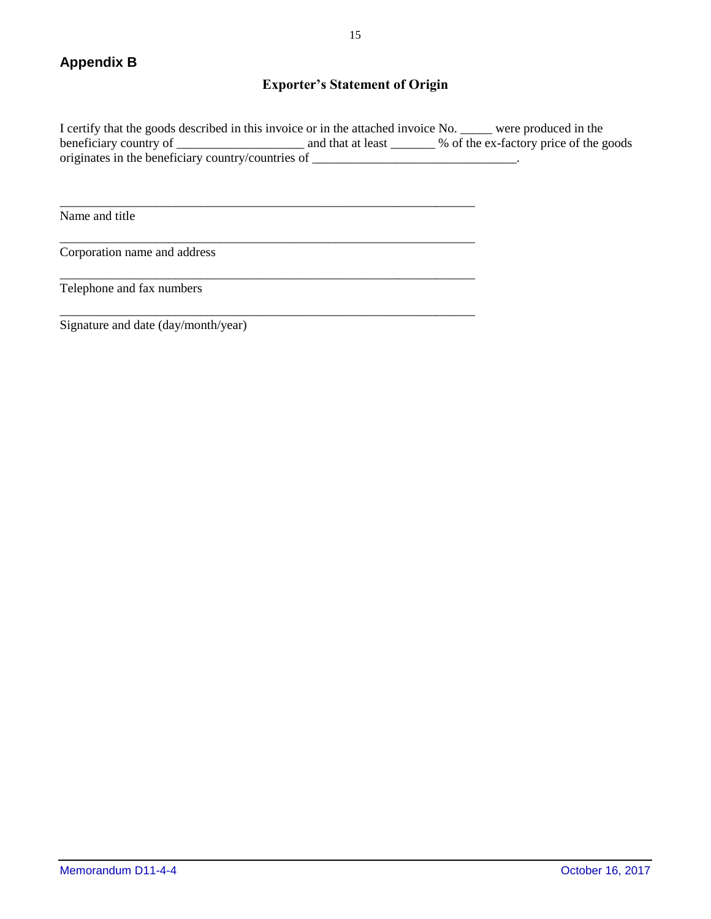## Appendix B

### Exporter's Statement of Origin

I certify that the goods described in this invoice or in the attached invoice No. _____ were produced in the beneficiary country of ___________________ and that at least _______ % of the ex-factory price of the goods originates in the beneficiary country/countries of _______________________________.

_________________________________________________________________

Name and title

_________________________________________________________________

Corporation name and address

_________________________________________________________________

Telephone and fax numbers

_________________________________________________________________

Signature and date (day/month/year)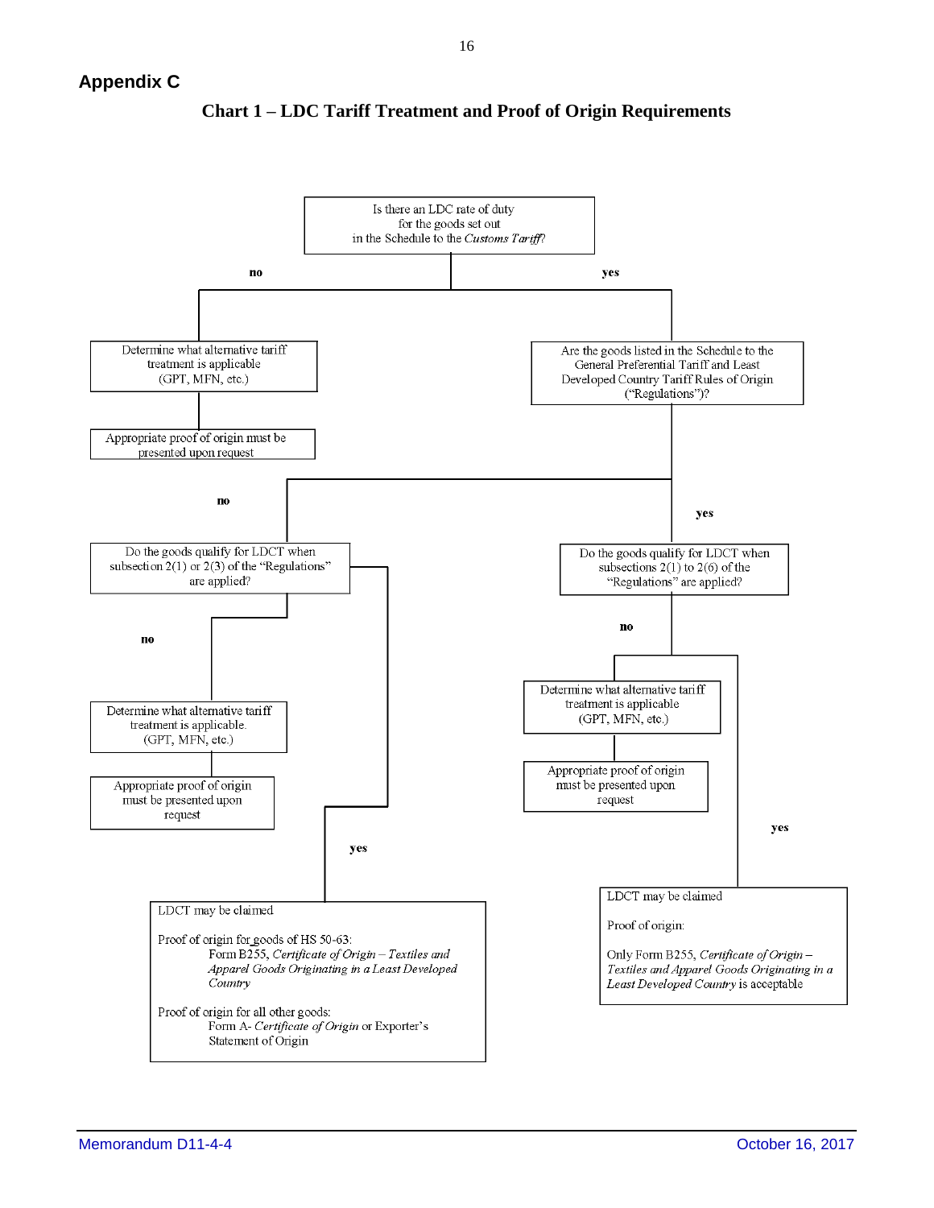## Appendix C

### Chart 1 – LDC Tariff Treatment and Proof of Origin Requirements

Is there an LDC rate of duty for the goods set out in the Schedule to the *Customs Tariff*?

**no**

Determine what alternative tariff treatment is applicable (GPT, MFN, etc.)

Appropriate proof of origin must be presented upon request

**yes**

Are the goods listed in the Schedule to the General Preferential Tariff and Least Developed Country Tariff Rules of Origin ("Regulations")?

**no**

Do the goods qualify for LDCT when subsection 2(1) or 2(3) of the "Regulations" are applied?

**no**

Determine what alternative tariff treatment is applicable. (GPT, MFN, etc.)

Appropriate proof of origin must be presented upon request

**yes**

LDCT may be claimed

Proof of origin for goods of HS 50-63:
Form B255, *Certificate of Origin – Textiles and Apparel Goods Originating in a Least Developed Country*

Proof of origin for all other goods:
Form A- *Certificate of Origin* or Exporter's Statement of Origin

**yes**

Do the goods qualify for LDCT when subsections 2(1) to 2(6) of the "Regulations" are applied?

**no**

Determine what alternative tariff treatment is applicable (GPT, MFN, etc.)

Appropriate proof of origin must be presented upon request

**yes**

LDCT may be claimed

Proof of origin:

Only Form B255, *Certificate of Origin – Textiles and Apparel Goods Originating in a Least Developed Country* is acceptable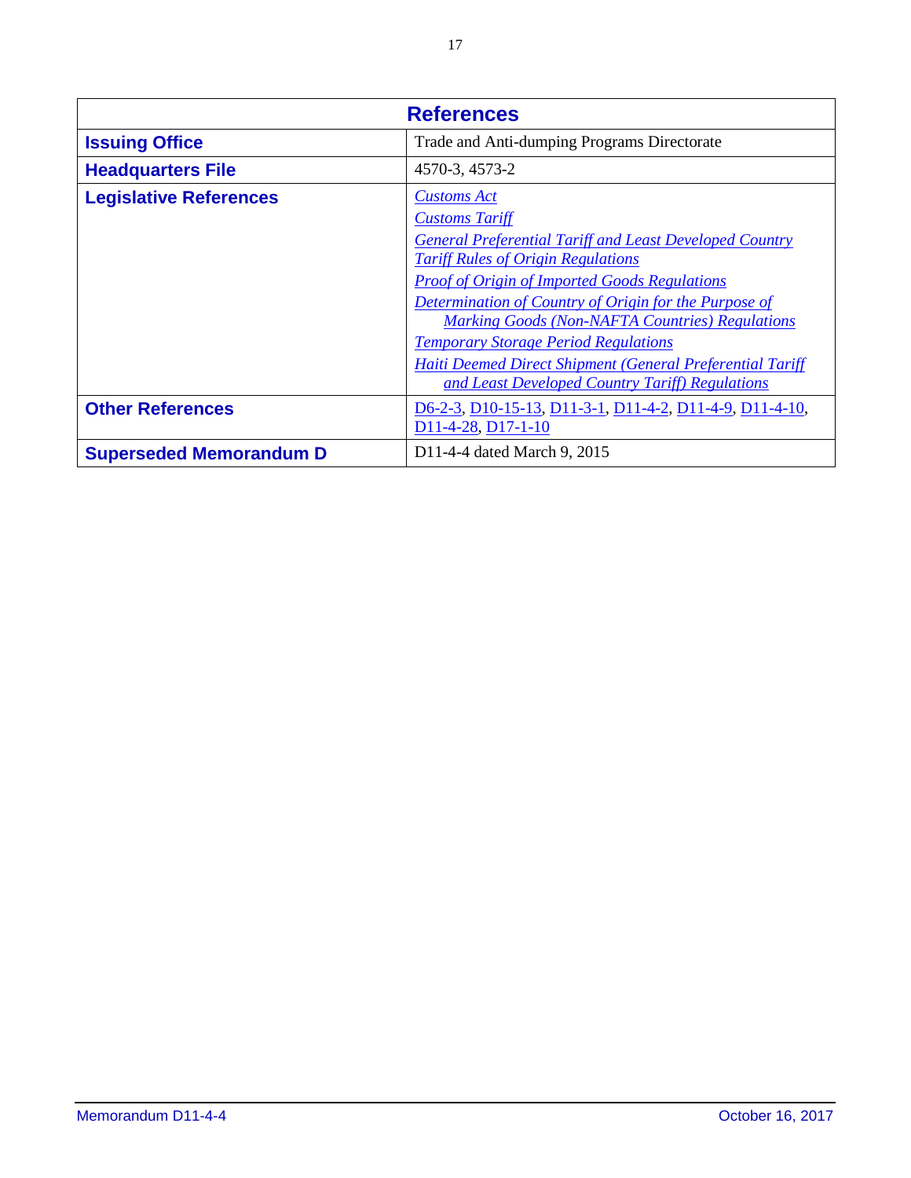| References | |
|---|---|
| **Issuing Office** | Trade and Anti-dumping Programs Directorate |
| **Headquarters File** | 4570-3, 4573-2 |
| **Legislative References** | *Customs Act*<br>*Customs Tariff*<br>*General Preferential Tariff and Least Developed Country Tariff Rules of Origin Regulations*<br>*Proof of Origin of Imported Goods Regulations*<br>*Determination of Country of Origin for the Purpose of Marking Goods (Non-NAFTA Countries) Regulations*<br>*Temporary Storage Period Regulations*<br>*Haiti Deemed Direct Shipment (General Preferential Tariff and Least Developed Country Tariff) Regulations* |
| **Other References** | D6-2-3, D10-15-13, D11-3-1, D11-4-2, D11-4-9, D11-4-10, D11-4-28, D17-1-10 |
| **Superseded Memorandum D** | D11-4-4 dated March 9, 2015 |